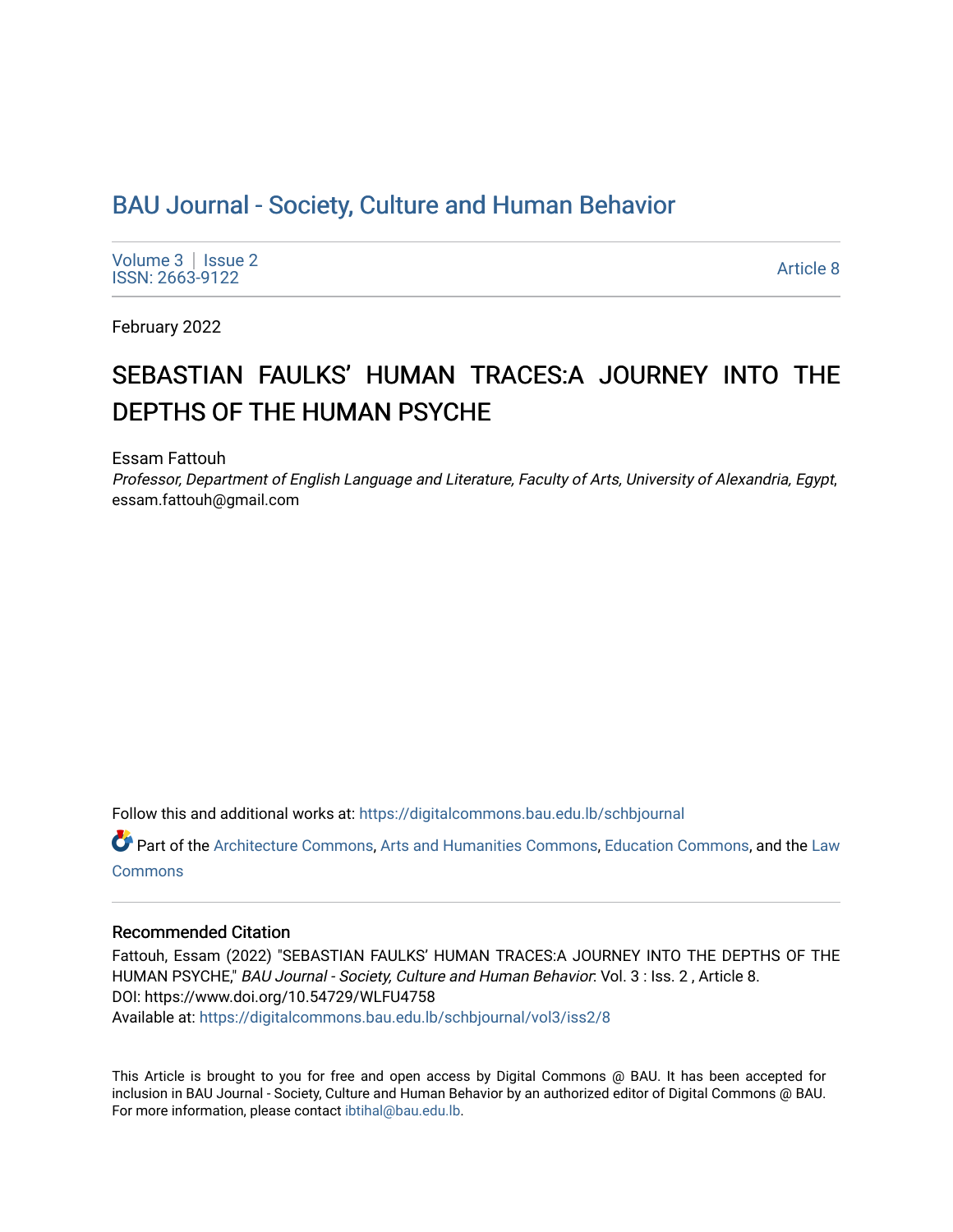BAU Journal - Society, Culture and Human Behavior

Volume 3 | Issue 2
ISSN: 2663-9122

Article 8

February 2022

# SEBASTIAN FAULKS' HUMAN TRACES:A JOURNEY INTO THE DEPTHS OF THE HUMAN PSYCHE

Essam Fattouh
*Professor, Department of English Language and Literature, Faculty of Arts, University of Alexandria, Egypt*, essam.fattouh@gmail.com

Follow this and additional works at: https://digitalcommons.bau.edu.lb/schbjournal

Part of the Architecture Commons, Arts and Humanities Commons, Education Commons, and the Law Commons

## Recommended Citation

Fattouh, Essam (2022) "SEBASTIAN FAULKS' HUMAN TRACES:A JOURNEY INTO THE DEPTHS OF THE HUMAN PSYCHE," *BAU Journal - Society, Culture and Human Behavior*: Vol. 3 : Iss. 2 , Article 8.
DOI: https://www.doi.org/10.54729/WLFU4758
Available at: https://digitalcommons.bau.edu.lb/schbjournal/vol3/iss2/8

This Article is brought to you for free and open access by Digital Commons @ BAU. It has been accepted for inclusion in BAU Journal - Society, Culture and Human Behavior by an authorized editor of Digital Commons @ BAU. For more information, please contact ibtihal@bau.edu.lb.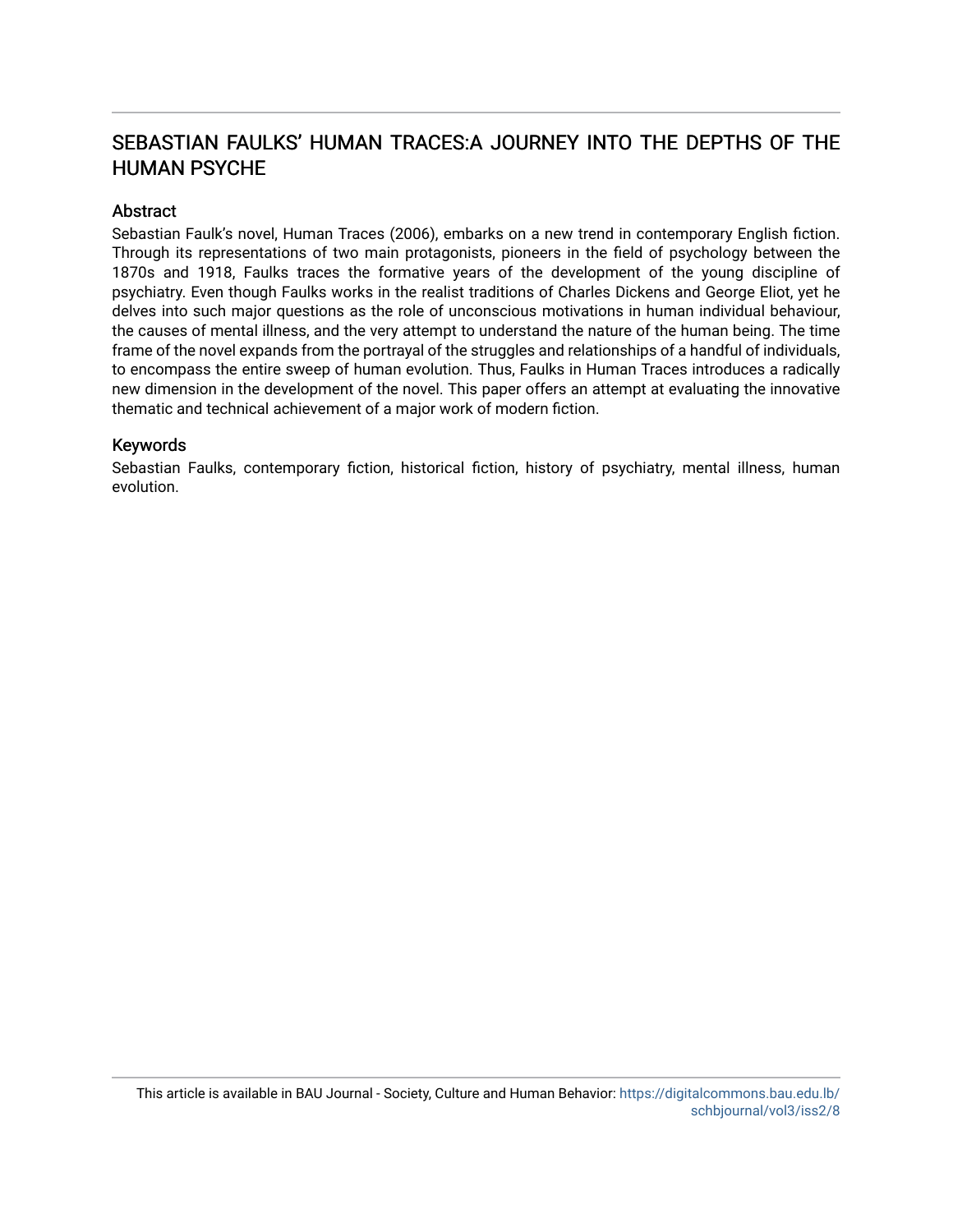# SEBASTIAN FAULKS' HUMAN TRACES:A JOURNEY INTO THE DEPTHS OF THE HUMAN PSYCHE

## Abstract

Sebastian Faulk's novel, Human Traces (2006), embarks on a new trend in contemporary English fiction. Through its representations of two main protagonists, pioneers in the field of psychology between the 1870s and 1918, Faulks traces the formative years of the development of the young discipline of psychiatry. Even though Faulks works in the realist traditions of Charles Dickens and George Eliot, yet he delves into such major questions as the role of unconscious motivations in human individual behaviour, the causes of mental illness, and the very attempt to understand the nature of the human being. The time frame of the novel expands from the portrayal of the struggles and relationships of a handful of individuals, to encompass the entire sweep of human evolution. Thus, Faulks in Human Traces introduces a radically new dimension in the development of the novel. This paper offers an attempt at evaluating the innovative thematic and technical achievement of a major work of modern fiction.

## Keywords

Sebastian Faulks, contemporary fiction, historical fiction, history of psychiatry, mental illness, human evolution.

This article is available in BAU Journal - Society, Culture and Human Behavior: https://digitalcommons.bau.edu.lb/schbjournal/vol3/iss2/8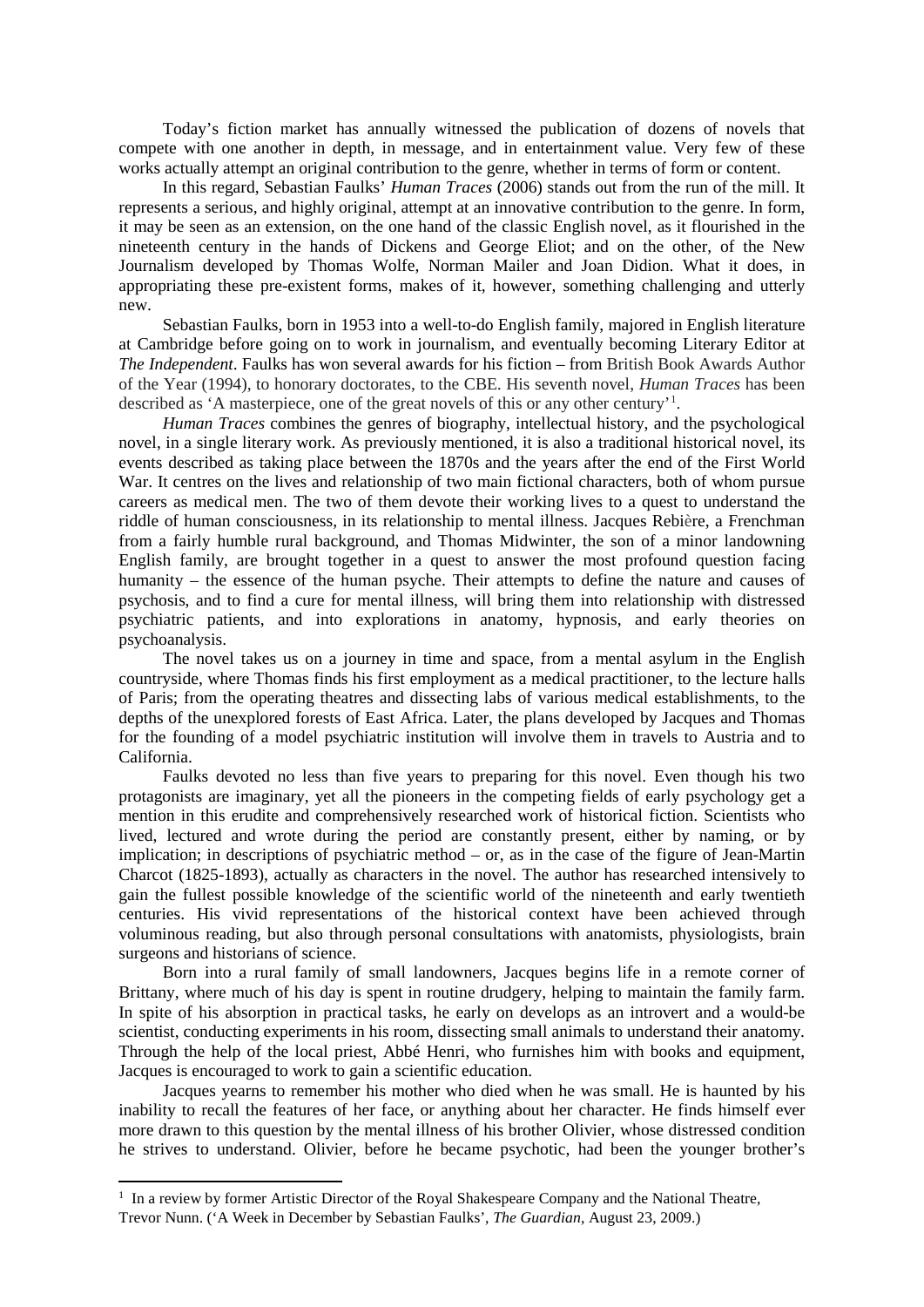Today's fiction market has annually witnessed the publication of dozens of novels that compete with one another in depth, in message, and in entertainment value. Very few of these works actually attempt an original contribution to the genre, whether in terms of form or content.

In this regard, Sebastian Faulks' *Human Traces* (2006) stands out from the run of the mill. It represents a serious, and highly original, attempt at an innovative contribution to the genre. In form, it may be seen as an extension, on the one hand of the classic English novel, as it flourished in the nineteenth century in the hands of Dickens and George Eliot; and on the other, of the New Journalism developed by Thomas Wolfe, Norman Mailer and Joan Didion. What it does, in appropriating these pre-existent forms, makes of it, however, something challenging and utterly new.

Sebastian Faulks, born in 1953 into a well-to-do English family, majored in English literature at Cambridge before going on to work in journalism, and eventually becoming Literary Editor at *The Independent*. Faulks has won several awards for his fiction – from British Book Awards Author of the Year (1994), to honorary doctorates, to the CBE. His seventh novel, *Human Traces* has been described as 'A masterpiece, one of the great novels of this or any other century'[1].

*Human Traces* combines the genres of biography, intellectual history, and the psychological novel, in a single literary work. As previously mentioned, it is also a traditional historical novel, its events described as taking place between the 1870s and the years after the end of the First World War. It centres on the lives and relationship of two main fictional characters, both of whom pursue careers as medical men. The two of them devote their working lives to a quest to understand the riddle of human consciousness, in its relationship to mental illness. Jacques Rebière, a Frenchman from a fairly humble rural background, and Thomas Midwinter, the son of a minor landowning English family, are brought together in a quest to answer the most profound question facing humanity – the essence of the human psyche. Their attempts to define the nature and causes of psychosis, and to find a cure for mental illness, will bring them into relationship with distressed psychiatric patients, and into explorations in anatomy, hypnosis, and early theories on psychoanalysis.

The novel takes us on a journey in time and space, from a mental asylum in the English countryside, where Thomas finds his first employment as a medical practitioner, to the lecture halls of Paris; from the operating theatres and dissecting labs of various medical establishments, to the depths of the unexplored forests of East Africa. Later, the plans developed by Jacques and Thomas for the founding of a model psychiatric institution will involve them in travels to Austria and to California.

Faulks devoted no less than five years to preparing for this novel. Even though his two protagonists are imaginary, yet all the pioneers in the competing fields of early psychology get a mention in this erudite and comprehensively researched work of historical fiction. Scientists who lived, lectured and wrote during the period are constantly present, either by naming, or by implication; in descriptions of psychiatric method – or, as in the case of the figure of Jean-Martin Charcot (1825-1893), actually as characters in the novel. The author has researched intensively to gain the fullest possible knowledge of the scientific world of the nineteenth and early twentieth centuries. His vivid representations of the historical context have been achieved through voluminous reading, but also through personal consultations with anatomists, physiologists, brain surgeons and historians of science.

Born into a rural family of small landowners, Jacques begins life in a remote corner of Brittany, where much of his day is spent in routine drudgery, helping to maintain the family farm. In spite of his absorption in practical tasks, he early on develops as an introvert and a would-be scientist, conducting experiments in his room, dissecting small animals to understand their anatomy. Through the help of the local priest, Abbé Henri, who furnishes him with books and equipment, Jacques is encouraged to work to gain a scientific education.

Jacques yearns to remember his mother who died when he was small. He is haunted by his inability to recall the features of her face, or anything about her character. He finds himself ever more drawn to this question by the mental illness of his brother Olivier, whose distressed condition he strives to understand. Olivier, before he became psychotic, had been the younger brother's

[1] In a review by former Artistic Director of the Royal Shakespeare Company and the National Theatre, Trevor Nunn. ('A Week in December by Sebastian Faulks', *The Guardian*, August 23, 2009.)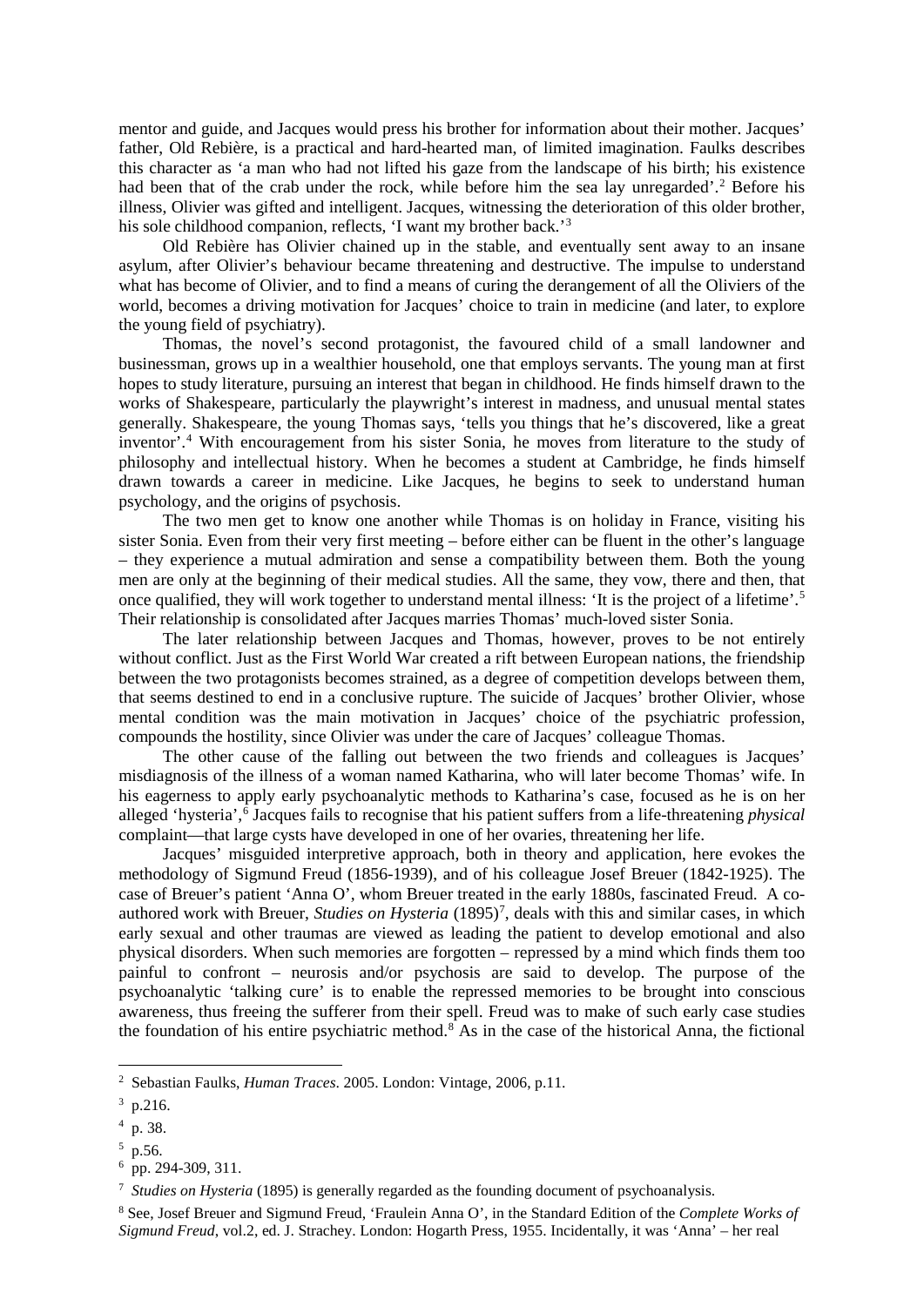mentor and guide, and Jacques would press his brother for information about their mother. Jacques' father, Old Rebière, is a practical and hard-hearted man, of limited imagination. Faulks describes this character as 'a man who had not lifted his gaze from the landscape of his birth; his existence had been that of the crab under the rock, while before him the sea lay unregarded'.[2] Before his illness, Olivier was gifted and intelligent. Jacques, witnessing the deterioration of this older brother, his sole childhood companion, reflects, 'I want my brother back.'[3]

Old Rebière has Olivier chained up in the stable, and eventually sent away to an insane asylum, after Olivier's behaviour became threatening and destructive. The impulse to understand what has become of Olivier, and to find a means of curing the derangement of all the Oliviers of the world, becomes a driving motivation for Jacques' choice to train in medicine (and later, to explore the young field of psychiatry).

Thomas, the novel's second protagonist, the favoured child of a small landowner and businessman, grows up in a wealthier household, one that employs servants. The young man at first hopes to study literature, pursuing an interest that began in childhood. He finds himself drawn to the works of Shakespeare, particularly the playwright's interest in madness, and unusual mental states generally. Shakespeare, the young Thomas says, 'tells you things that he's discovered, like a great inventor'.[4] With encouragement from his sister Sonia, he moves from literature to the study of philosophy and intellectual history. When he becomes a student at Cambridge, he finds himself drawn towards a career in medicine. Like Jacques, he begins to seek to understand human psychology, and the origins of psychosis.

The two men get to know one another while Thomas is on holiday in France, visiting his sister Sonia. Even from their very first meeting – before either can be fluent in the other's language – they experience a mutual admiration and sense a compatibility between them. Both the young men are only at the beginning of their medical studies. All the same, they vow, there and then, that once qualified, they will work together to understand mental illness: 'It is the project of a lifetime'.[5] Their relationship is consolidated after Jacques marries Thomas' much-loved sister Sonia.

The later relationship between Jacques and Thomas, however, proves to be not entirely without conflict. Just as the First World War created a rift between European nations, the friendship between the two protagonists becomes strained, as a degree of competition develops between them, that seems destined to end in a conclusive rupture. The suicide of Jacques' brother Olivier, whose mental condition was the main motivation in Jacques' choice of the psychiatric profession, compounds the hostility, since Olivier was under the care of Jacques' colleague Thomas.

The other cause of the falling out between the two friends and colleagues is Jacques' misdiagnosis of the illness of a woman named Katharina, who will later become Thomas' wife. In his eagerness to apply early psychoanalytic methods to Katharina's case, focused as he is on her alleged 'hysteria',[6] Jacques fails to recognise that his patient suffers from a life-threatening *physical* complaint—that large cysts have developed in one of her ovaries, threatening her life.

Jacques' misguided interpretive approach, both in theory and application, here evokes the methodology of Sigmund Freud (1856-1939), and of his colleague Josef Breuer (1842-1925). The case of Breuer's patient 'Anna O', whom Breuer treated in the early 1880s, fascinated Freud. A co-authored work with Breuer, *Studies on Hysteria* (1895)[7], deals with this and similar cases, in which early sexual and other traumas are viewed as leading the patient to develop emotional and also physical disorders. When such memories are forgotten – repressed by a mind which finds them too painful to confront – neurosis and/or psychosis are said to develop. The purpose of the psychoanalytic 'talking cure' is to enable the repressed memories to be brought into conscious awareness, thus freeing the sufferer from their spell. Freud was to make of such early case studies the foundation of his entire psychiatric method.[8] As in the case of the historical Anna, the fictional

---

[2] Sebastian Faulks, *Human Traces*. 2005. London: Vintage, 2006, p.11.

[3] p.216.

[4] p. 38.

[5] p.56.

[6] pp. 294-309, 311.

[7] *Studies on Hysteria* (1895) is generally regarded as the founding document of psychoanalysis.

[8] See, Josef Breuer and Sigmund Freud, 'Fraulein Anna O', in the Standard Edition of the *Complete Works of Sigmund Freud*, vol.2, ed. J. Strachey. London: Hogarth Press, 1955. Incidentally, it was 'Anna' – her real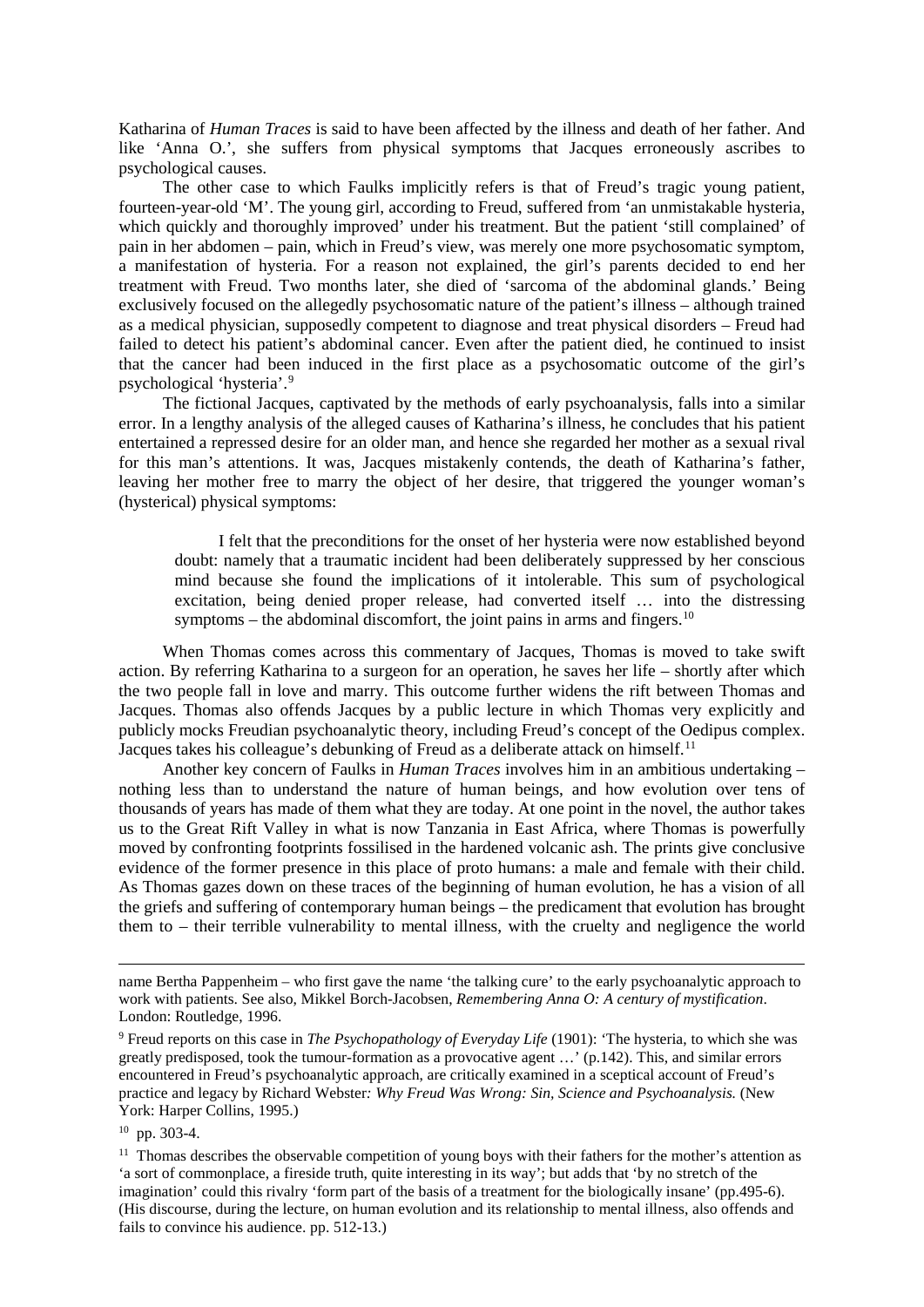Katharina of *Human Traces* is said to have been affected by the illness and death of her father. And like 'Anna O.', she suffers from physical symptoms that Jacques erroneously ascribes to psychological causes.

The other case to which Faulks implicitly refers is that of Freud's tragic young patient, fourteen-year-old 'M'. The young girl, according to Freud, suffered from 'an unmistakable hysteria, which quickly and thoroughly improved' under his treatment. But the patient 'still complained' of pain in her abdomen – pain, which in Freud's view, was merely one more psychosomatic symptom, a manifestation of hysteria. For a reason not explained, the girl's parents decided to end her treatment with Freud. Two months later, she died of 'sarcoma of the abdominal glands.' Being exclusively focused on the allegedly psychosomatic nature of the patient's illness – although trained as a medical physician, supposedly competent to diagnose and treat physical disorders – Freud had failed to detect his patient's abdominal cancer. Even after the patient died, he continued to insist that the cancer had been induced in the first place as a psychosomatic outcome of the girl's psychological 'hysteria'.[9]

The fictional Jacques, captivated by the methods of early psychoanalysis, falls into a similar error. In a lengthy analysis of the alleged causes of Katharina's illness, he concludes that his patient entertained a repressed desire for an older man, and hence she regarded her mother as a sexual rival for this man's attentions. It was, Jacques mistakenly contends, the death of Katharina's father, leaving her mother free to marry the object of her desire, that triggered the younger woman's (hysterical) physical symptoms:

> I felt that the preconditions for the onset of her hysteria were now established beyond doubt: namely that a traumatic incident had been deliberately suppressed by her conscious mind because she found the implications of it intolerable. This sum of psychological excitation, being denied proper release, had converted itself … into the distressing symptoms – the abdominal discomfort, the joint pains in arms and fingers.[10]

When Thomas comes across this commentary of Jacques, Thomas is moved to take swift action. By referring Katharina to a surgeon for an operation, he saves her life – shortly after which the two people fall in love and marry. This outcome further widens the rift between Thomas and Jacques. Thomas also offends Jacques by a public lecture in which Thomas very explicitly and publicly mocks Freudian psychoanalytic theory, including Freud's concept of the Oedipus complex. Jacques takes his colleague's debunking of Freud as a deliberate attack on himself.[11]

Another key concern of Faulks in *Human Traces* involves him in an ambitious undertaking – nothing less than to understand the nature of human beings, and how evolution over tens of thousands of years has made of them what they are today. At one point in the novel, the author takes us to the Great Rift Valley in what is now Tanzania in East Africa, where Thomas is powerfully moved by confronting footprints fossilised in the hardened volcanic ash. The prints give conclusive evidence of the former presence in this place of proto humans: a male and female with their child. As Thomas gazes down on these traces of the beginning of human evolution, he has a vision of all the griefs and suffering of contemporary human beings – the predicament that evolution has brought them to – their terrible vulnerability to mental illness, with the cruelty and negligence the world

---

name Bertha Pappenheim – who first gave the name 'the talking cure' to the early psychoanalytic approach to work with patients. See also, Mikkel Borch-Jacobsen, *Remembering Anna O: A century of mystification*. London: Routledge, 1996.

[9] Freud reports on this case in *The Psychopathology of Everyday Life* (1901): 'The hysteria, to which she was greatly predisposed, took the tumour-formation as a provocative agent …' (p.142). This, and similar errors encountered in Freud's psychoanalytic approach, are critically examined in a sceptical account of Freud's practice and legacy by Richard Webster*: Why Freud Was Wrong: Sin, Science and Psychoanalysis.* (New York: Harper Collins, 1995.)

[10] pp. 303-4.

[11] Thomas describes the observable competition of young boys with their fathers for the mother's attention as 'a sort of commonplace, a fireside truth, quite interesting in its way'; but adds that 'by no stretch of the imagination' could this rivalry 'form part of the basis of a treatment for the biologically insane' (pp.495-6). (His discourse, during the lecture, on human evolution and its relationship to mental illness, also offends and fails to convince his audience. pp. 512-13.)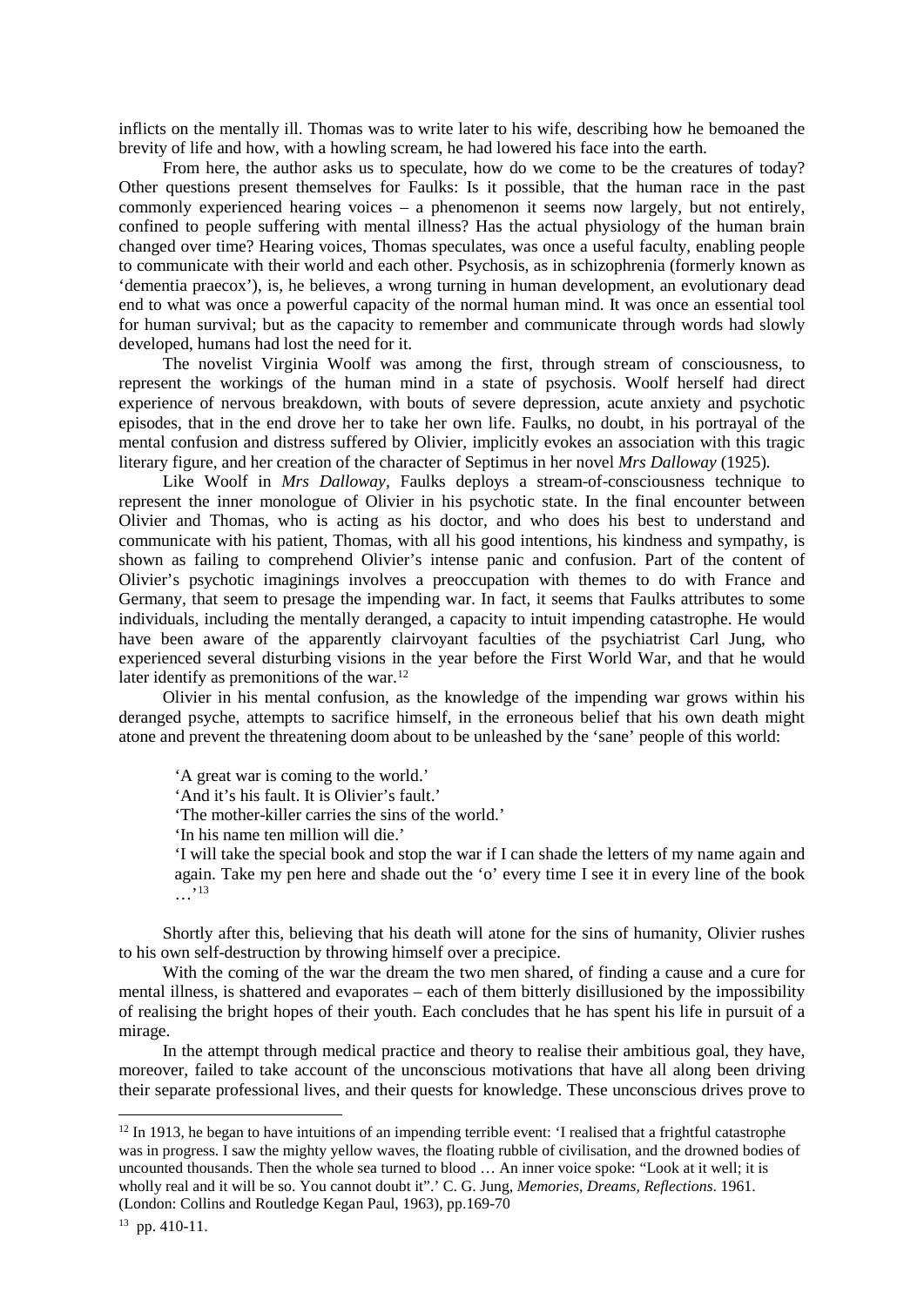inflicts on the mentally ill. Thomas was to write later to his wife, describing how he bemoaned the brevity of life and how, with a howling scream, he had lowered his face into the earth.

From here, the author asks us to speculate, how do we come to be the creatures of today? Other questions present themselves for Faulks: Is it possible, that the human race in the past commonly experienced hearing voices – a phenomenon it seems now largely, but not entirely, confined to people suffering with mental illness? Has the actual physiology of the human brain changed over time? Hearing voices, Thomas speculates, was once a useful faculty, enabling people to communicate with their world and each other. Psychosis, as in schizophrenia (formerly known as 'dementia praecox'), is, he believes, a wrong turning in human development, an evolutionary dead end to what was once a powerful capacity of the normal human mind. It was once an essential tool for human survival; but as the capacity to remember and communicate through words had slowly developed, humans had lost the need for it.

The novelist Virginia Woolf was among the first, through stream of consciousness, to represent the workings of the human mind in a state of psychosis. Woolf herself had direct experience of nervous breakdown, with bouts of severe depression, acute anxiety and psychotic episodes, that in the end drove her to take her own life. Faulks, no doubt, in his portrayal of the mental confusion and distress suffered by Olivier, implicitly evokes an association with this tragic literary figure, and her creation of the character of Septimus in her novel *Mrs Dalloway* (1925).

Like Woolf in *Mrs Dalloway*, Faulks deploys a stream-of-consciousness technique to represent the inner monologue of Olivier in his psychotic state. In the final encounter between Olivier and Thomas, who is acting as his doctor, and who does his best to understand and communicate with his patient, Thomas, with all his good intentions, his kindness and sympathy, is shown as failing to comprehend Olivier's intense panic and confusion. Part of the content of Olivier's psychotic imaginings involves a preoccupation with themes to do with France and Germany, that seem to presage the impending war. In fact, it seems that Faulks attributes to some individuals, including the mentally deranged, a capacity to intuit impending catastrophe. He would have been aware of the apparently clairvoyant faculties of the psychiatrist Carl Jung, who experienced several disturbing visions in the year before the First World War, and that he would later identify as premonitions of the war.[12]

Olivier in his mental confusion, as the knowledge of the impending war grows within his deranged psyche, attempts to sacrifice himself, in the erroneous belief that his own death might atone and prevent the threatening doom about to be unleashed by the 'sane' people of this world:

> 'A great war is coming to the world.'
> 'And it's his fault. It is Olivier's fault.'
> 'The mother-killer carries the sins of the world.'
> 'In his name ten million will die.'
> 'I will take the special book and stop the war if I can shade the letters of my name again and again. Take my pen here and shade out the 'o' every time I see it in every line of the book …'[13]

Shortly after this, believing that his death will atone for the sins of humanity, Olivier rushes to his own self-destruction by throwing himself over a precipice.

With the coming of the war the dream the two men shared, of finding a cause and a cure for mental illness, is shattered and evaporates – each of them bitterly disillusioned by the impossibility of realising the bright hopes of their youth. Each concludes that he has spent his life in pursuit of a mirage.

In the attempt through medical practice and theory to realise their ambitious goal, they have, moreover, failed to take account of the unconscious motivations that have all along been driving their separate professional lives, and their quests for knowledge. These unconscious drives prove to

---

[12] In 1913, he began to have intuitions of an impending terrible event: 'I realised that a frightful catastrophe was in progress. I saw the mighty yellow waves, the floating rubble of civilisation, and the drowned bodies of uncounted thousands. Then the whole sea turned to blood … An inner voice spoke: "Look at it well; it is wholly real and it will be so. You cannot doubt it".' C. G. Jung, *Memories, Dreams, Reflections*. 1961. (London: Collins and Routledge Kegan Paul, 1963), pp.169-70

[13] pp. 410-11.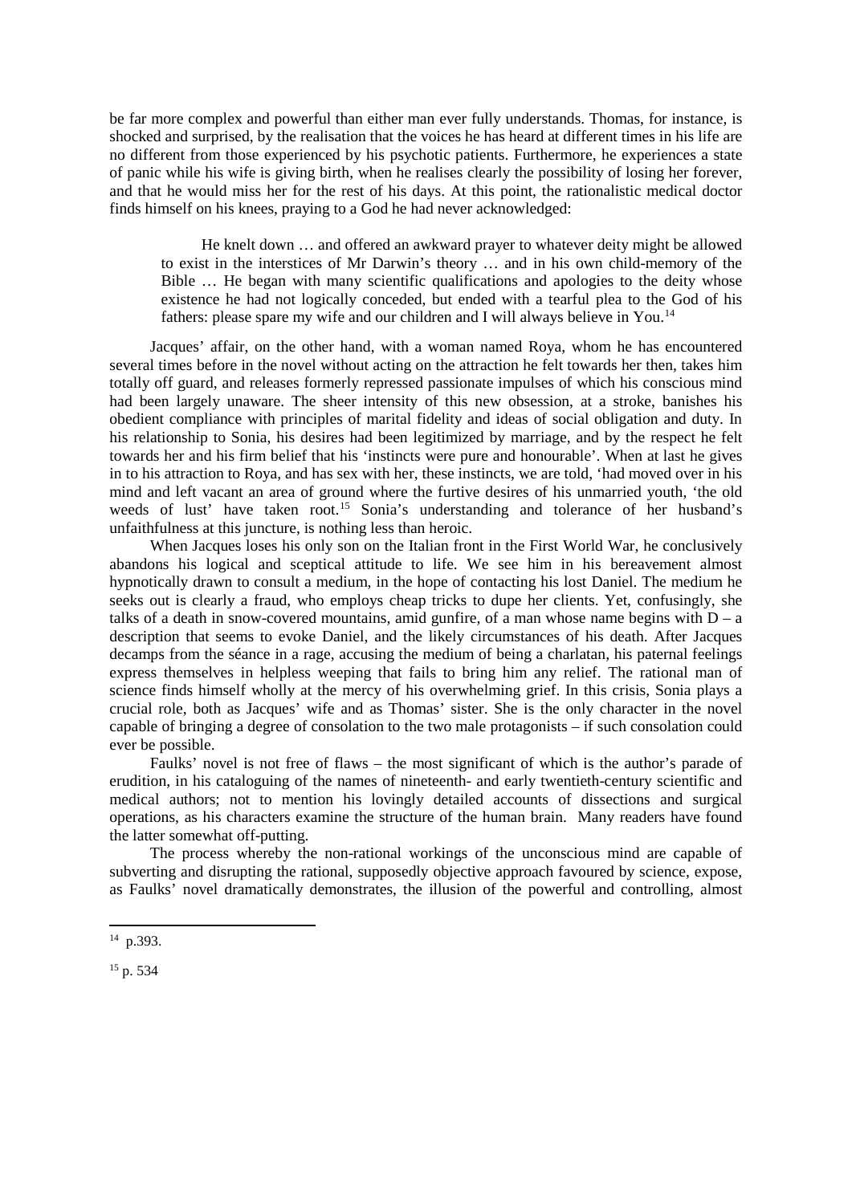be far more complex and powerful than either man ever fully understands. Thomas, for instance, is shocked and surprised, by the realisation that the voices he has heard at different times in his life are no different from those experienced by his psychotic patients. Furthermore, he experiences a state of panic while his wife is giving birth, when he realises clearly the possibility of losing her forever, and that he would miss her for the rest of his days. At this point, the rationalistic medical doctor finds himself on his knees, praying to a God he had never acknowledged:

> He knelt down … and offered an awkward prayer to whatever deity might be allowed to exist in the interstices of Mr Darwin's theory … and in his own child-memory of the Bible … He began with many scientific qualifications and apologies to the deity whose existence he had not logically conceded, but ended with a tearful plea to the God of his fathers: please spare my wife and our children and I will always believe in You.[14]

Jacques' affair, on the other hand, with a woman named Roya, whom he has encountered several times before in the novel without acting on the attraction he felt towards her then, takes him totally off guard, and releases formerly repressed passionate impulses of which his conscious mind had been largely unaware. The sheer intensity of this new obsession, at a stroke, banishes his obedient compliance with principles of marital fidelity and ideas of social obligation and duty. In his relationship to Sonia, his desires had been legitimized by marriage, and by the respect he felt towards her and his firm belief that his 'instincts were pure and honourable'. When at last he gives in to his attraction to Roya, and has sex with her, these instincts, we are told, 'had moved over in his mind and left vacant an area of ground where the furtive desires of his unmarried youth, 'the old weeds of lust' have taken root.[15] Sonia's understanding and tolerance of her husband's unfaithfulness at this juncture, is nothing less than heroic.

When Jacques loses his only son on the Italian front in the First World War, he conclusively abandons his logical and sceptical attitude to life. We see him in his bereavement almost hypnotically drawn to consult a medium, in the hope of contacting his lost Daniel. The medium he seeks out is clearly a fraud, who employs cheap tricks to dupe her clients. Yet, confusingly, she talks of a death in snow-covered mountains, amid gunfire, of a man whose name begins with D – a description that seems to evoke Daniel, and the likely circumstances of his death. After Jacques decamps from the séance in a rage, accusing the medium of being a charlatan, his paternal feelings express themselves in helpless weeping that fails to bring him any relief. The rational man of science finds himself wholly at the mercy of his overwhelming grief. In this crisis, Sonia plays a crucial role, both as Jacques' wife and as Thomas' sister. She is the only character in the novel capable of bringing a degree of consolation to the two male protagonists – if such consolation could ever be possible.

Faulks' novel is not free of flaws – the most significant of which is the author's parade of erudition, in his cataloguing of the names of nineteenth- and early twentieth-century scientific and medical authors; not to mention his lovingly detailed accounts of dissections and surgical operations, as his characters examine the structure of the human brain. Many readers have found the latter somewhat off-putting.

The process whereby the non-rational workings of the unconscious mind are capable of subverting and disrupting the rational, supposedly objective approach favoured by science, expose, as Faulks' novel dramatically demonstrates, the illusion of the powerful and controlling, almost

---

[14] p.393.

[15] p. 534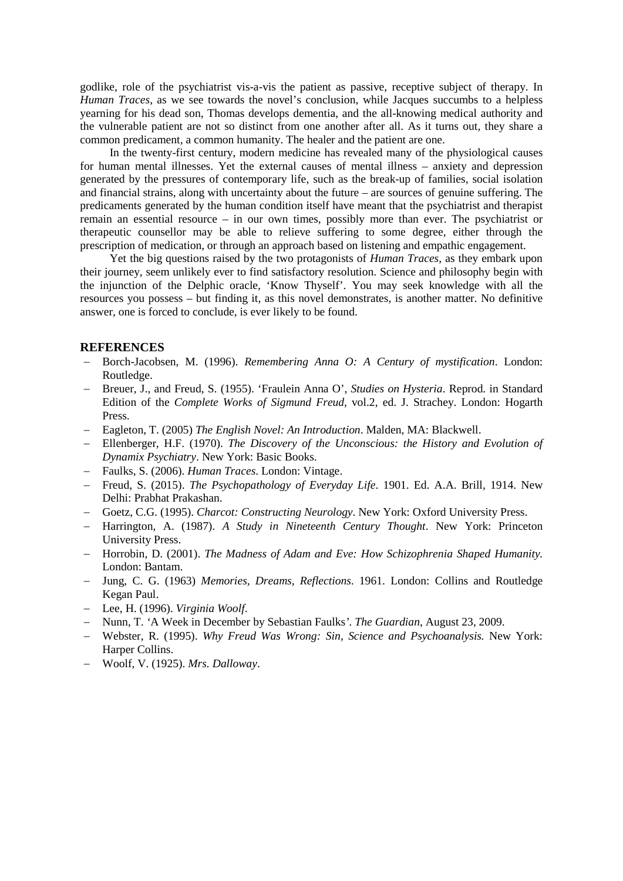godlike, role of the psychiatrist vis-a-vis the patient as passive, receptive subject of therapy. In *Human Traces*, as we see towards the novel's conclusion, while Jacques succumbs to a helpless yearning for his dead son, Thomas develops dementia, and the all-knowing medical authority and the vulnerable patient are not so distinct from one another after all. As it turns out, they share a common predicament, a common humanity. The healer and the patient are one.

In the twenty-first century, modern medicine has revealed many of the physiological causes for human mental illnesses. Yet the external causes of mental illness – anxiety and depression generated by the pressures of contemporary life, such as the break-up of families, social isolation and financial strains, along with uncertainty about the future – are sources of genuine suffering. The predicaments generated by the human condition itself have meant that the psychiatrist and therapist remain an essential resource – in our own times, possibly more than ever. The psychiatrist or therapeutic counsellor may be able to relieve suffering to some degree, either through the prescription of medication, or through an approach based on listening and empathic engagement.

Yet the big questions raised by the two protagonists of *Human Traces*, as they embark upon their journey, seem unlikely ever to find satisfactory resolution. Science and philosophy begin with the injunction of the Delphic oracle, 'Know Thyself'. You may seek knowledge with all the resources you possess – but finding it, as this novel demonstrates, is another matter. No definitive answer, one is forced to conclude, is ever likely to be found.

## REFERENCES

- Borch-Jacobsen, M. (1996). *Remembering Anna O: A Century of mystification*. London: Routledge.
- Breuer, J., and Freud, S. (1955). 'Fraulein Anna O', *Studies on Hysteria*. Reprod. in Standard Edition of the *Complete Works of Sigmund Freud*, vol.2, ed. J. Strachey. London: Hogarth Press.
- Eagleton, T. (2005) *The English Novel: An Introduction*. Malden, MA: Blackwell.
- Ellenberger, H.F. (1970). *The Discovery of the Unconscious: the History and Evolution of Dynamix Psychiatry*. New York: Basic Books.
- Faulks, S. (2006). *Human Traces*. London: Vintage.
- Freud, S. (2015). *The Psychopathology of Everyday Life*. 1901. Ed. A.A. Brill, 1914. New Delhi: Prabhat Prakashan.
- Goetz, C.G. (1995). *Charcot: Constructing Neurology*. New York: Oxford University Press.
- Harrington, A. (1987). *A Study in Nineteenth Century Thought*. New York: Princeton University Press.
- Horrobin, D. (2001). *The Madness of Adam and Eve: How Schizophrenia Shaped Humanity.* London: Bantam.
- Jung, C. G. (1963) *Memories, Dreams, Reflections*. 1961. London: Collins and Routledge Kegan Paul.
- Lee, H. (1996). *Virginia Woolf*.
- Nunn, T. 'A Week in December by Sebastian Faulks'. *The Guardian*, August 23, 2009.
- Webster, R. (1995). *Why Freud Was Wrong: Sin, Science and Psychoanalysis.* New York: Harper Collins.
- Woolf, V. (1925). *Mrs. Dalloway*.